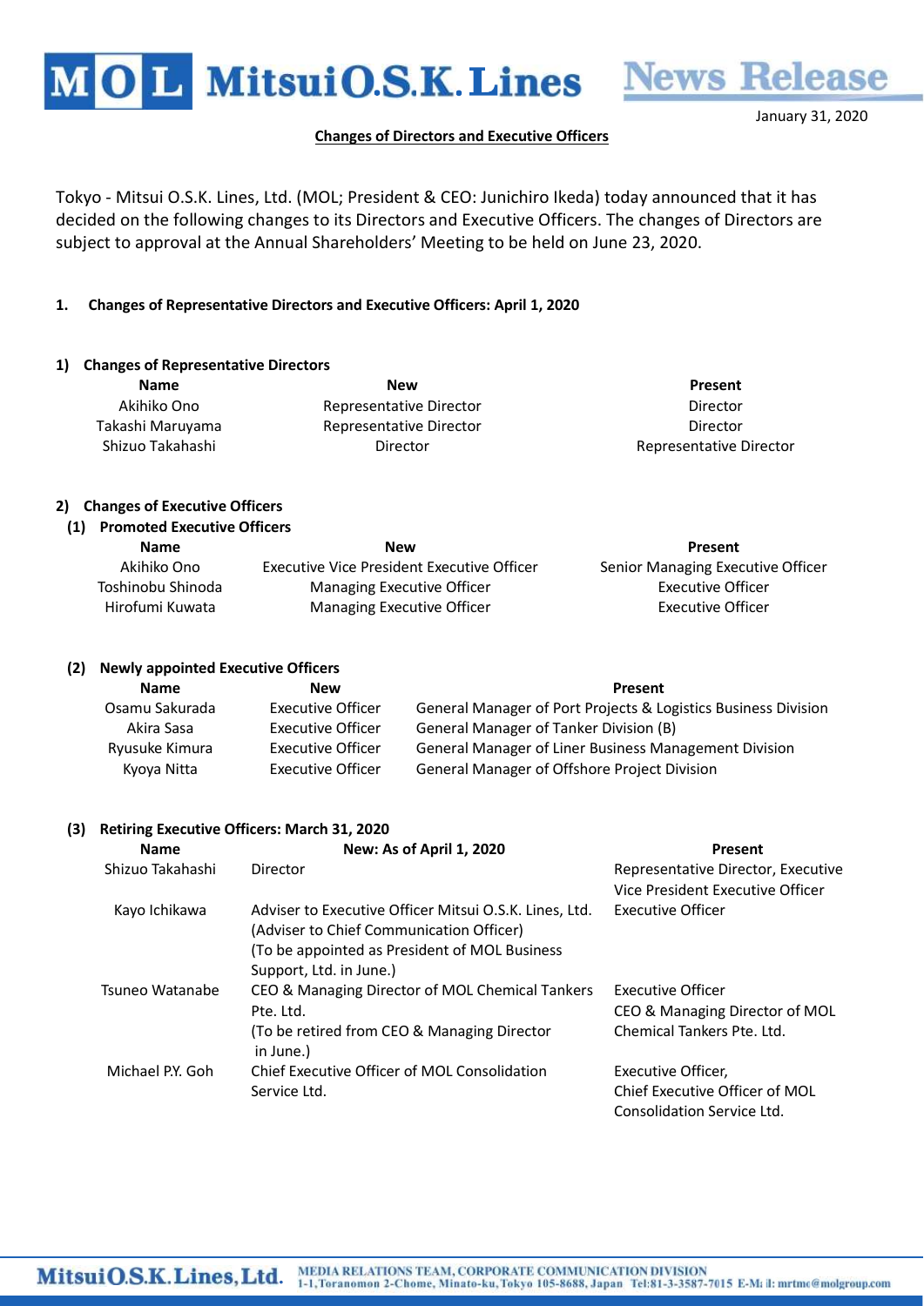# Mitsui O.S.K. Lines News Release

January 31, 2020

**Changes of Directors and Executive Officers**

Tokyo - Mitsui O.S.K. Lines, Ltd. (MOL; President & CEO: Junichiro Ikeda) today announced that it has decided on the following changes to its Directors and Executive Officers. The changes of Directors are subject to approval at the Annual Shareholders' Meeting to be held on June 23, 2020.

## 1. Changes of Representative Directors and Executive Officers: April 1, 2020

### 1) Changes of Representative Directors

| Name | New | Present |
|---|---|---|
| Akihiko Ono | Representative Director | Director |
| Takashi Maruyama | Representative Director | Director |
| Shizuo Takahashi | Director | Representative Director |

### 2) Changes of Executive Officers

#### (1) Promoted Executive Officers

| Name | New | Present |
|---|---|---|
| Akihiko Ono | Executive Vice President Executive Officer | Senior Managing Executive Officer |
| Toshinobu Shinoda | Managing Executive Officer | Executive Officer |
| Hirofumi Kuwata | Managing Executive Officer | Executive Officer |

#### (2) Newly appointed Executive Officers

| Name | New | Present |
|---|---|---|
| Osamu Sakurada | Executive Officer | General Manager of Port Projects & Logistics Business Division |
| Akira Sasa | Executive Officer | General Manager of Tanker Division (B) |
| Ryusuke Kimura | Executive Officer | General Manager of Liner Business Management Division |
| Kyoya Nitta | Executive Officer | General Manager of Offshore Project Division |

#### (3) Retiring Executive Officers: March 31, 2020

| Name | New: As of April 1, 2020 | Present |
|---|---|---|
| Shizuo Takahashi | Director | Representative Director, Executive Vice President Executive Officer |
| Kayo Ichikawa | Adviser to Executive Officer Mitsui O.S.K. Lines, Ltd. (Adviser to Chief Communication Officer) (To be appointed as President of MOL Business Support, Ltd. in June.) | Executive Officer |
| Tsuneo Watanabe | CEO & Managing Director of MOL Chemical Tankers Pte. Ltd. (To be retired from CEO & Managing Director in June.) | Executive Officer CEO & Managing Director of MOL Chemical Tankers Pte. Ltd. |
| Michael P.Y. Goh | Chief Executive Officer of MOL Consolidation Service Ltd. | Executive Officer, Chief Executive Officer of MOL Consolidation Service Ltd. |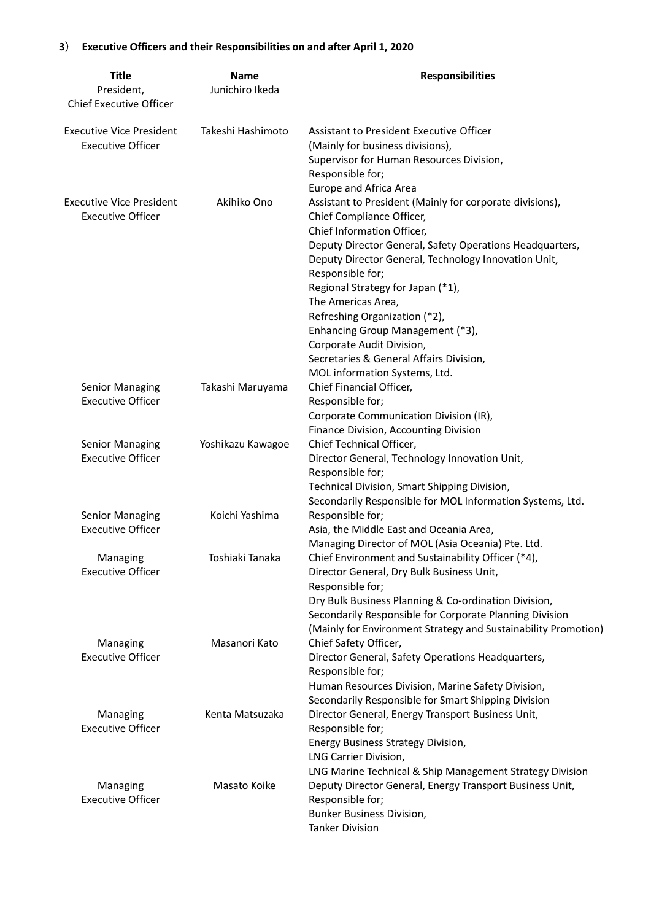**3**) **Executive Officers and their Responsibilities on and after April 1, 2020**

| Title | Name | Responsibilities |
|---|---|---|
| President, Chief Executive Officer | Junichiro Ikeda | |
| Executive Vice President Executive Officer | Takeshi Hashimoto | Assistant to President Executive Officer (Mainly for business divisions), Supervisor for Human Resources Division, Responsible for; Europe and Africa Area |
| Executive Vice President Executive Officer | Akihiko Ono | Assistant to President (Mainly for corporate divisions), Chief Compliance Officer, Chief Information Officer, Deputy Director General, Safety Operations Headquarters, Deputy Director General, Technology Innovation Unit, Responsible for; Regional Strategy for Japan (*1), The Americas Area, Refreshing Organization (*2), Enhancing Group Management (*3), Corporate Audit Division, Secretaries & General Affairs Division, MOL information Systems, Ltd. |
| Senior Managing Executive Officer | Takashi Maruyama | Chief Financial Officer, Responsible for; Corporate Communication Division (IR), Finance Division, Accounting Division |
| Senior Managing Executive Officer | Yoshikazu Kawagoe | Chief Technical Officer, Director General, Technology Innovation Unit, Responsible for; Technical Division, Smart Shipping Division, Secondarily Responsible for MOL Information Systems, Ltd. |
| Senior Managing Executive Officer | Koichi Yashima | Responsible for; Asia, the Middle East and Oceania Area, Managing Director of MOL (Asia Oceania) Pte. Ltd. |
| Managing Executive Officer | Toshiaki Tanaka | Chief Environment and Sustainability Officer (*4), Director General, Dry Bulk Business Unit, Responsible for; Dry Bulk Business Planning & Co-ordination Division, Secondarily Responsible for Corporate Planning Division (Mainly for Environment Strategy and Sustainability Promotion) |
| Managing Executive Officer | Masanori Kato | Chief Safety Officer, Director General, Safety Operations Headquarters, Responsible for; Human Resources Division, Marine Safety Division, Secondarily Responsible for Smart Shipping Division |
| Managing Executive Officer | Kenta Matsuzaka | Director General, Energy Transport Business Unit, Responsible for; Energy Business Strategy Division, LNG Carrier Division, LNG Marine Technical & Ship Management Strategy Division |
| Managing Executive Officer | Masato Koike | Deputy Director General, Energy Transport Business Unit, Responsible for; Bunker Business Division, Tanker Division |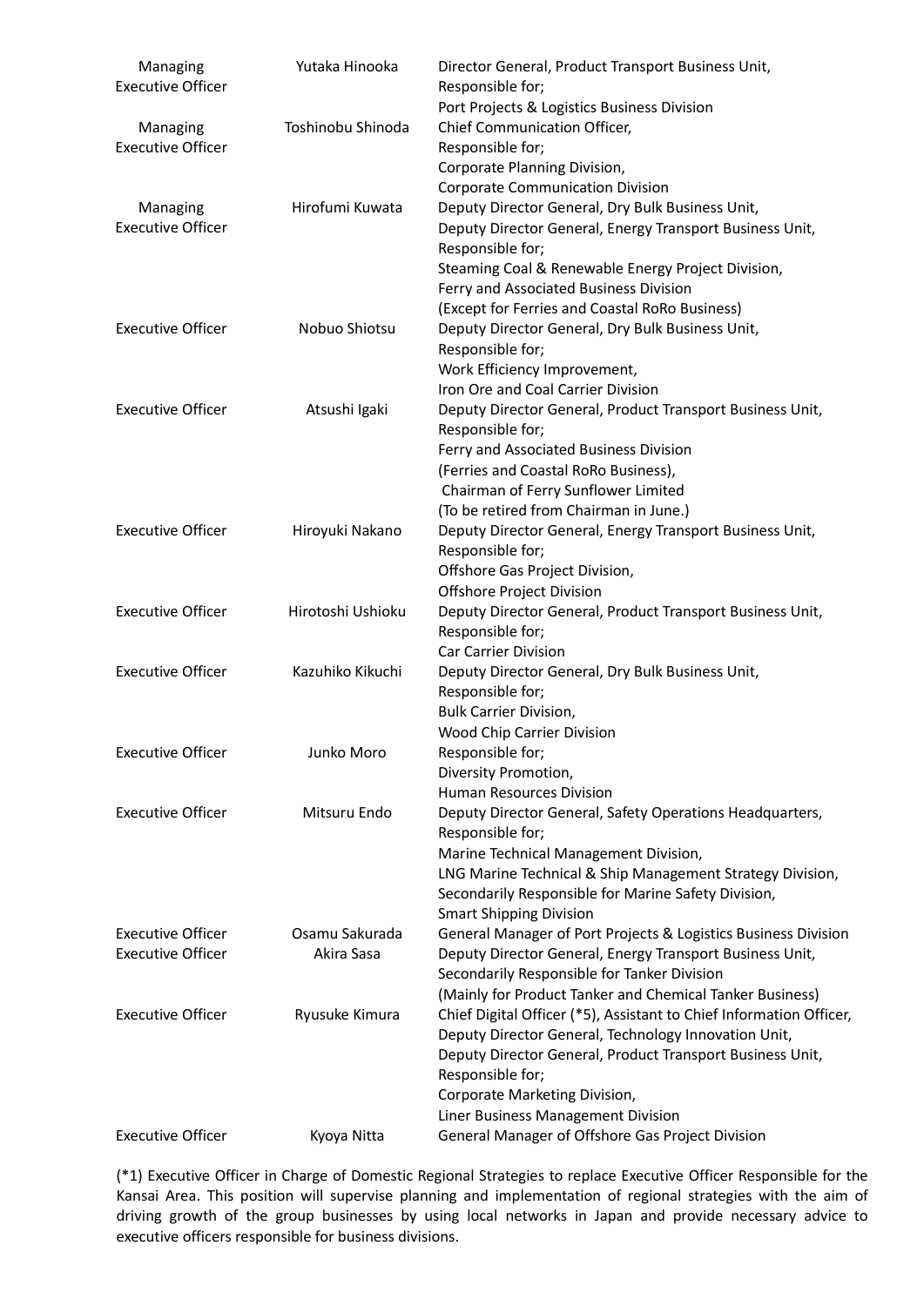| | | |
|---|---|---|
| Managing Executive Officer | Yutaka Hinooka | Director General, Product Transport Business Unit, Responsible for; Port Projects & Logistics Business Division |
| Managing Executive Officer | Toshinobu Shinoda | Chief Communication Officer, Responsible for; Corporate Planning Division, Corporate Communication Division |
| Managing Executive Officer | Hirofumi Kuwata | Deputy Director General, Dry Bulk Business Unit, Deputy Director General, Energy Transport Business Unit, Responsible for; Steaming Coal & Renewable Energy Project Division, Ferry and Associated Business Division (Except for Ferries and Coastal RoRo Business) |
| Executive Officer | Nobuo Shiotsu | Deputy Director General, Dry Bulk Business Unit, Responsible for; Work Efficiency Improvement, Iron Ore and Coal Carrier Division |
| Executive Officer | Atsushi Igaki | Deputy Director General, Product Transport Business Unit, Responsible for; Ferry and Associated Business Division (Ferries and Coastal RoRo Business), Chairman of Ferry Sunflower Limited (To be retired from Chairman in June.) |
| Executive Officer | Hiroyuki Nakano | Deputy Director General, Energy Transport Business Unit, Responsible for; Offshore Gas Project Division, Offshore Project Division |
| Executive Officer | Hirotoshi Ushioku | Deputy Director General, Product Transport Business Unit, Responsible for; Car Carrier Division |
| Executive Officer | Kazuhiko Kikuchi | Deputy Director General, Dry Bulk Business Unit, Responsible for; Bulk Carrier Division, Wood Chip Carrier Division |
| Executive Officer | Junko Moro | Responsible for; Diversity Promotion, Human Resources Division |
| Executive Officer | Mitsuru Endo | Deputy Director General, Safety Operations Headquarters, Responsible for; Marine Technical Management Division, LNG Marine Technical & Ship Management Strategy Division, Secondarily Responsible for Marine Safety Division, Smart Shipping Division |
| Executive Officer | Osamu Sakurada | General Manager of Port Projects & Logistics Business Division |
| Executive Officer | Akira Sasa | Deputy Director General, Energy Transport Business Unit, Secondarily Responsible for Tanker Division (Mainly for Product Tanker and Chemical Tanker Business) |
| Executive Officer | Ryusuke Kimura | Chief Digital Officer (*5), Assistant to Chief Information Officer, Deputy Director General, Technology Innovation Unit, Deputy Director General, Product Transport Business Unit, Responsible for; Corporate Marketing Division, Liner Business Management Division |
| Executive Officer | Kyoya Nitta | General Manager of Offshore Gas Project Division |

(*1) Executive Officer in Charge of Domestic Regional Strategies to replace Executive Officer Responsible for the Kansai Area. This position will supervise planning and implementation of regional strategies with the aim of driving growth of the group businesses by using local networks in Japan and provide necessary advice to executive officers responsible for business divisions.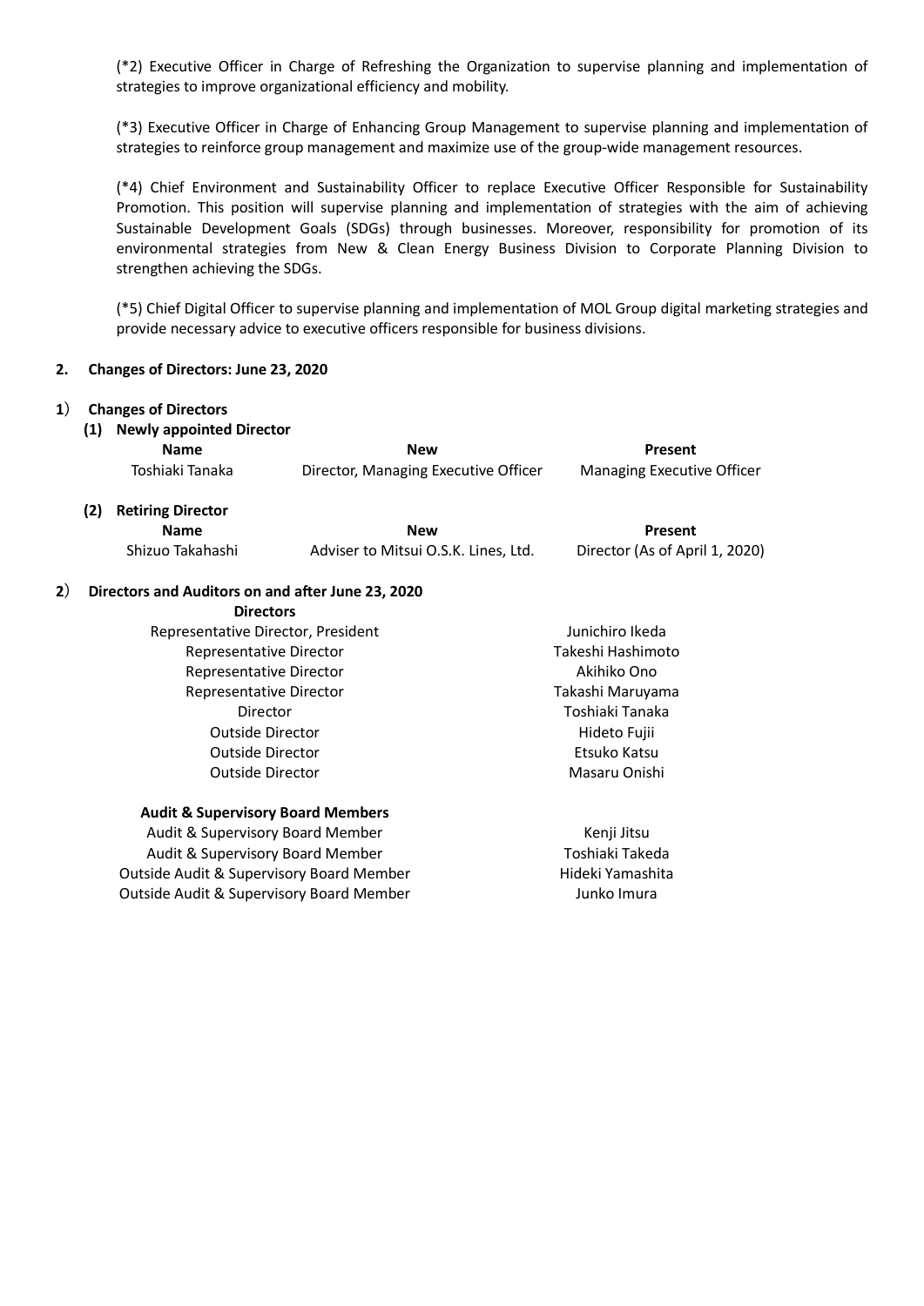(*2) Executive Officer in Charge of Refreshing the Organization to supervise planning and implementation of strategies to improve organizational efficiency and mobility.

(*3) Executive Officer in Charge of Enhancing Group Management to supervise planning and implementation of strategies to reinforce group management and maximize use of the group-wide management resources.

(*4) Chief Environment and Sustainability Officer to replace Executive Officer Responsible for Sustainability Promotion. This position will supervise planning and implementation of strategies with the aim of achieving Sustainable Development Goals (SDGs) through businesses. Moreover, responsibility for promotion of its environmental strategies from New & Clean Energy Business Division to Corporate Planning Division to strengthen achieving the SDGs.

(*5) Chief Digital Officer to supervise planning and implementation of MOL Group digital marketing strategies and provide necessary advice to executive officers responsible for business divisions.

## 2. Changes of Directors: June 23, 2020

### 1) Changes of Directors

**(1) Newly appointed Director**

| Name | New | Present |
|---|---|---|
| Toshiaki Tanaka | Director, Managing Executive Officer | Managing Executive Officer |

**(2) Retiring Director**

| Name | New | Present |
|---|---|---|
| Shizuo Takahashi | Adviser to Mitsui O.S.K. Lines, Ltd. | Director (As of April 1, 2020) |

### 2) Directors and Auditors on and after June 23, 2020

**Directors**

| | |
|---|---|
| Representative Director, President | Junichiro Ikeda |
| Representative Director | Takeshi Hashimoto |
| Representative Director | Akihiko Ono |
| Representative Director | Takashi Maruyama |
| Director | Toshiaki Tanaka |
| Outside Director | Hideto Fujii |
| Outside Director | Etsuko Katsu |
| Outside Director | Masaru Onishi |

**Audit & Supervisory Board Members**

| | |
|---|---|
| Audit & Supervisory Board Member | Kenji Jitsu |
| Audit & Supervisory Board Member | Toshiaki Takeda |
| Outside Audit & Supervisory Board Member | Hideki Yamashita |
| Outside Audit & Supervisory Board Member | Junko Imura |